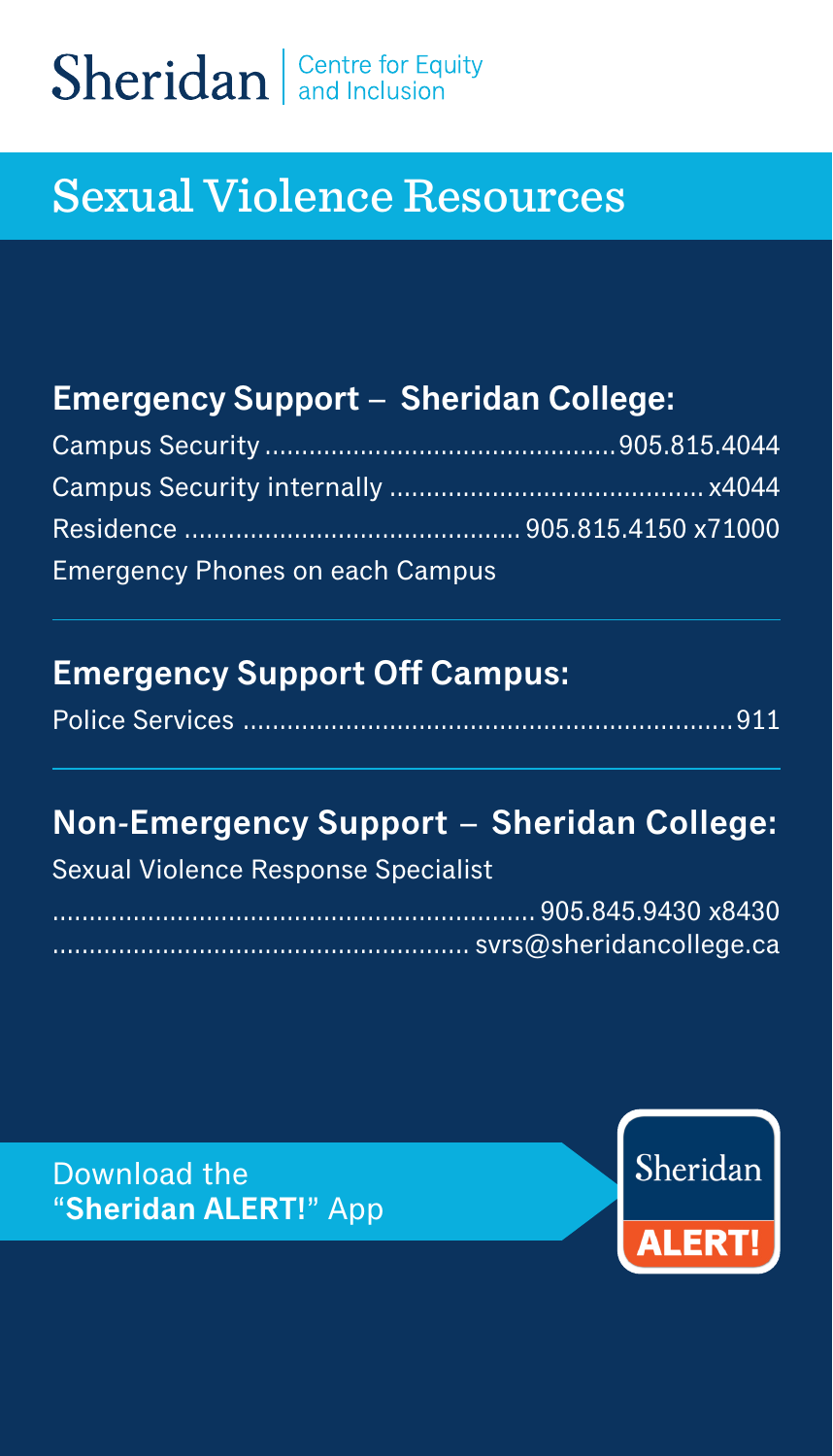Sheridan | Centre for Equity and Inclusion

# Sexual Violence Resources

## Emergency Support – Sheridan College:

Campus Security ............................................... 905.815.4044
Campus Security internally .......................................... x4044
Residence ............................................ 905.815.4150 x71000
Emergency Phones on each Campus

## Emergency Support Off Campus:

Police Services .................................................................. 911

## Non-Emergency Support – Sheridan College:

Sexual Violence Response Specialist
................................................................ 905.845.9430 x8430
....................................................... svrs@sheridancollege.ca

Download the "**Sheridan ALERT!**" App

Sheridan ALERT!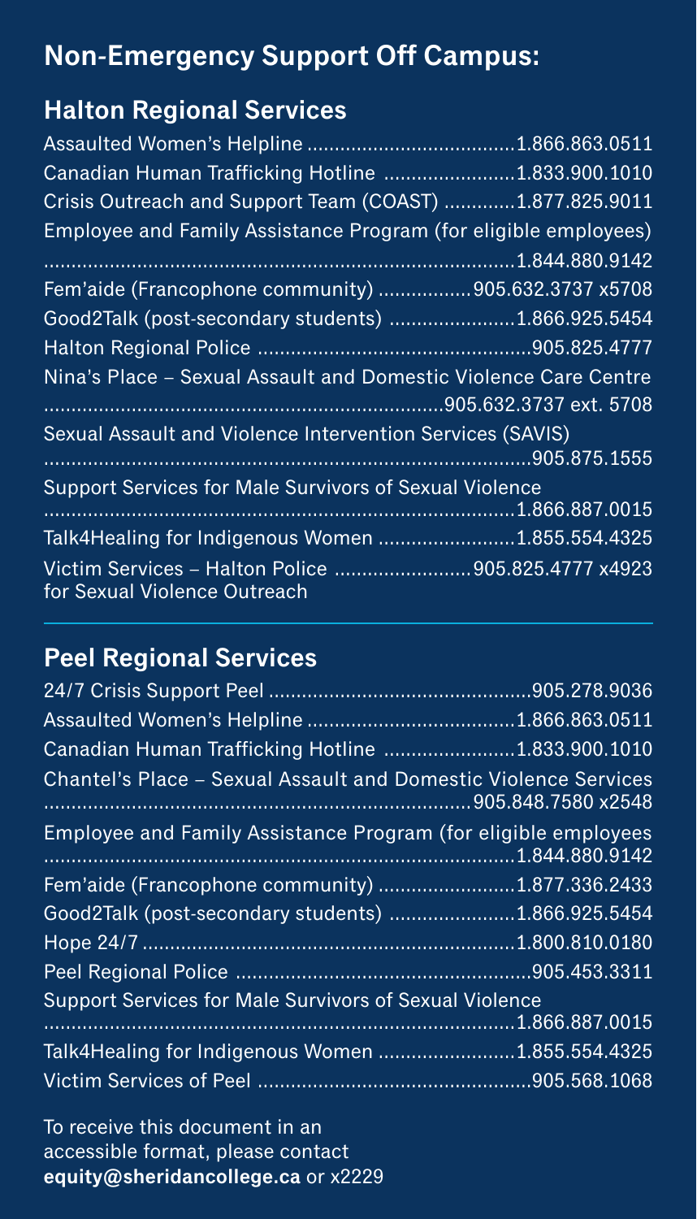## Non-Emergency Support Off Campus:

### Halton Regional Services

| | |
|---|---|
| Assaulted Women's Helpline | 1.866.863.0511 |
| Canadian Human Trafficking Hotline | 1.833.900.1010 |
| Crisis Outreach and Support Team (COAST) | 1.877.825.9011 |
| Employee and Family Assistance Program (for eligible employees) | 1.844.880.9142 |
| Fem'aide (Francophone community) | 905.632.3737 x5708 |
| Good2Talk (post-secondary students) | 1.866.925.5454 |
| Halton Regional Police | 905.825.4777 |
| Nina's Place – Sexual Assault and Domestic Violence Care Centre | 905.632.3737 ext. 5708 |
| Sexual Assault and Violence Intervention Services (SAVIS) | 905.875.1555 |
| Support Services for Male Survivors of Sexual Violence | 1.866.887.0015 |
| Talk4Healing for Indigenous Women | 1.855.554.4325 |
| Victim Services – Halton Police for Sexual Violence Outreach | 905.825.4777 x4923 |

### Peel Regional Services

| | |
|---|---|
| 24/7 Crisis Support Peel | 905.278.9036 |
| Assaulted Women's Helpline | 1.866.863.0511 |
| Canadian Human Trafficking Hotline | 1.833.900.1010 |
| Chantel's Place – Sexual Assault and Domestic Violence Services | 905.848.7580 x2548 |
| Employee and Family Assistance Program (for eligible employees | 1.844.880.9142 |
| Fem'aide (Francophone community) | 1.877.336.2433 |
| Good2Talk (post-secondary students) | 1.866.925.5454 |
| Hope 24/7 | 1.800.810.0180 |
| Peel Regional Police | 905.453.3311 |
| Support Services for Male Survivors of Sexual Violence | 1.866.887.0015 |
| Talk4Healing for Indigenous Women | 1.855.554.4325 |
| Victim Services of Peel | 905.568.1068 |

To receive this document in an accessible format, please contact **equity@sheridancollege.ca** or x2229